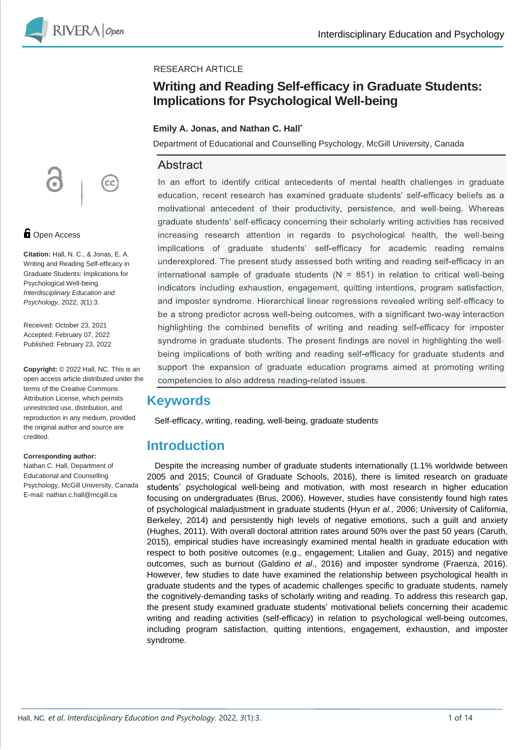RESEARCH ARTICLE

# Writing and Reading Self-efficacy in Graduate Students: Implications for Psychological Well-being

**Emily A. Jonas, and Nathan C. Hall***

Department of Educational and Counselling Psychology, McGill University, Canada

## Abstract

In an effort to identify critical antecedents of mental health challenges in graduate education, recent research has examined graduate students' self-efficacy beliefs as a motivational antecedent of their productivity, persistence, and well-being. Whereas graduate students' self-efficacy concerning their scholarly writing activities has received increasing research attention in regards to psychological health, the well-being implications of graduate students' self-efficacy for academic reading remains underexplored. The present study assessed both writing and reading self-efficacy in an international sample of graduate students (N = 851) in relation to critical well-being indicators including exhaustion, engagement, quitting intentions, program satisfaction, and imposter syndrome. Hierarchical linear regressions revealed writing self-efficacy to be a strong predictor across well-being outcomes, with a significant two-way interaction highlighting the combined benefits of writing and reading self-efficacy for imposter syndrome in graduate students. The present findings are novel in highlighting the well-being implications of both writing and reading self-efficacy for graduate students and support the expansion of graduate education programs aimed at promoting writing competencies to also address reading-related issues.

## Keywords

Self-efficacy, writing, reading, well-being, graduate students

Open Access

**Citation:** Hall, N. C., & Jonas, E. A. Writing and Reading Self-efficacy in Graduate Students: Implications for Psychological Well-being. *Interdisciplinary Education and Psychology*, 2022; *3*(1):3.

Received: October 23, 2021
Accepted: February 07, 2022
Published: February 23, 2022

**Copyright:** © 2022 Hall, NC. This is an open access article distributed under the terms of the Creative Commons Attribution License, which permits unrestricted use, distribution, and reproduction in any medium, provided the original author and source are credited.

**Corresponding author:**
Nathan C. Hall, Department of Educational and Counselling Psychology, McGill University, Canada
E-mail: nathan.c.hall@mcgill.ca

## Introduction

Despite the increasing number of graduate students internationally (1.1% worldwide between 2005 and 2015; Council of Graduate Schools, 2016), there is limited research on graduate students' psychological well-being and motivation, with most research in higher education focusing on undergraduates (Brus, 2006). However, studies have consistently found high rates of psychological maladjustment in graduate students (Hyun *et al.,* 2006; University of California, Berkeley, 2014) and persistently high levels of negative emotions, such as a guilt and anxiety (Hughes, 2011). With overall doctoral attrition rates around 50% over the past 50 years (Caruth, 2015), empirical studies have increasingly examined mental health in graduate education with respect to both positive outcomes (e.g., engagement; Litalien and Guay, 2015) and negative outcomes, such as burnout (Galdino *et al*., 2016) and imposter syndrome (Fraenza, 2016). However, few studies to date have examined the relationship between psychological health in graduate students and the types of academic challenges specific to graduate students, namely the cognitively-demanding tasks of scholarly writing and reading. To address this research gap, the present study examined graduate students' motivational beliefs concerning their academic writing and reading activities (self-efficacy) in relation to psychological well-being outcomes, including program satisfaction, quitting intentions, engagement, exhaustion, and imposter syndrome.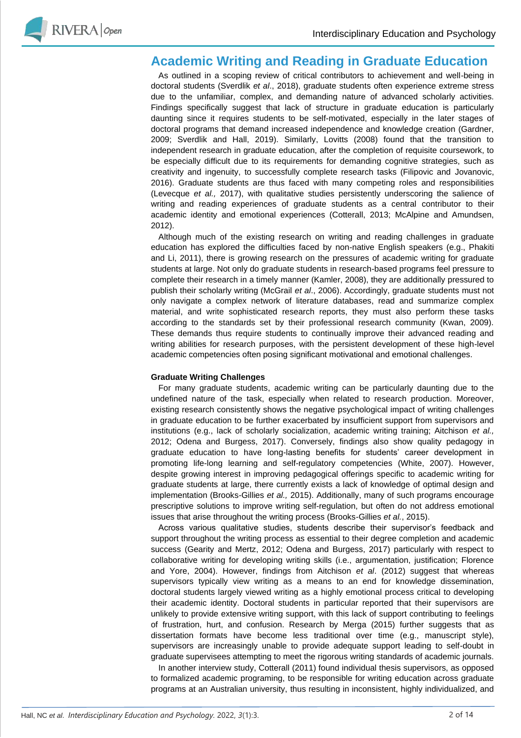## Academic Writing and Reading in Graduate Education

As outlined in a scoping review of critical contributors to achievement and well-being in doctoral students (Sverdlik *et al*., 2018), graduate students often experience extreme stress due to the unfamiliar, complex, and demanding nature of advanced scholarly activities. Findings specifically suggest that lack of structure in graduate education is particularly daunting since it requires students to be self-motivated, especially in the later stages of doctoral programs that demand increased independence and knowledge creation (Gardner, 2009; Sverdlik and Hall, 2019). Similarly, Lovitts (2008) found that the transition to independent research in graduate education, after the completion of requisite coursework, to be especially difficult due to its requirements for demanding cognitive strategies, such as creativity and ingenuity, to successfully complete research tasks (Filipovic and Jovanovic, 2016). Graduate students are thus faced with many competing roles and responsibilities (Levecque *et al.,* 2017), with qualitative studies persistently underscoring the salience of writing and reading experiences of graduate students as a central contributor to their academic identity and emotional experiences (Cotterall, 2013; McAlpine and Amundsen, 2012).

Although much of the existing research on writing and reading challenges in graduate education has explored the difficulties faced by non-native English speakers (e.g., Phakiti and Li, 2011), there is growing research on the pressures of academic writing for graduate students at large. Not only do graduate students in research-based programs feel pressure to complete their research in a timely manner (Kamler, 2008), they are additionally pressured to publish their scholarly writing (McGrail *et al*., 2006). Accordingly, graduate students must not only navigate a complex network of literature databases, read and summarize complex material, and write sophisticated research reports, they must also perform these tasks according to the standards set by their professional research community (Kwan, 2009). These demands thus require students to continually improve their advanced reading and writing abilities for research purposes, with the persistent development of these high-level academic competencies often posing significant motivational and emotional challenges.

### Graduate Writing Challenges

For many graduate students, academic writing can be particularly daunting due to the undefined nature of the task, especially when related to research production. Moreover, existing research consistently shows the negative psychological impact of writing challenges in graduate education to be further exacerbated by insufficient support from supervisors and institutions (e.g., lack of scholarly socialization, academic writing training; Aitchison *et al.,* 2012; Odena and Burgess, 2017). Conversely, findings also show quality pedagogy in graduate education to have long-lasting benefits for students' career development in promoting life-long learning and self-regulatory competencies (White, 2007). However, despite growing interest in improving pedagogical offerings specific to academic writing for graduate students at large, there currently exists a lack of knowledge of optimal design and implementation (Brooks-Gillies *et al.,* 2015). Additionally, many of such programs encourage prescriptive solutions to improve writing self-regulation, but often do not address emotional issues that arise throughout the writing process (Brooks-Gillies *et al.*, 2015).

Across various qualitative studies, students describe their supervisor's feedback and support throughout the writing process as essential to their degree completion and academic success (Gearity and Mertz, 2012; Odena and Burgess, 2017) particularly with respect to collaborative writing for developing writing skills (i.e., argumentation, justification; Florence and Yore, 2004). However, findings from Aitchison *et al*. (2012) suggest that whereas supervisors typically view writing as a means to an end for knowledge dissemination, doctoral students largely viewed writing as a highly emotional process critical to developing their academic identity. Doctoral students in particular reported that their supervisors are unlikely to provide extensive writing support, with this lack of support contributing to feelings of frustration, hurt, and confusion. Research by Merga (2015) further suggests that as dissertation formats have become less traditional over time (e.g., manuscript style), supervisors are increasingly unable to provide adequate support leading to self-doubt in graduate supervisees attempting to meet the rigorous writing standards of academic journals.

In another interview study, Cotterall (2011) found individual thesis supervisors, as opposed to formalized academic programing, to be responsible for writing education across graduate programs at an Australian university, thus resulting in inconsistent, highly individualized, and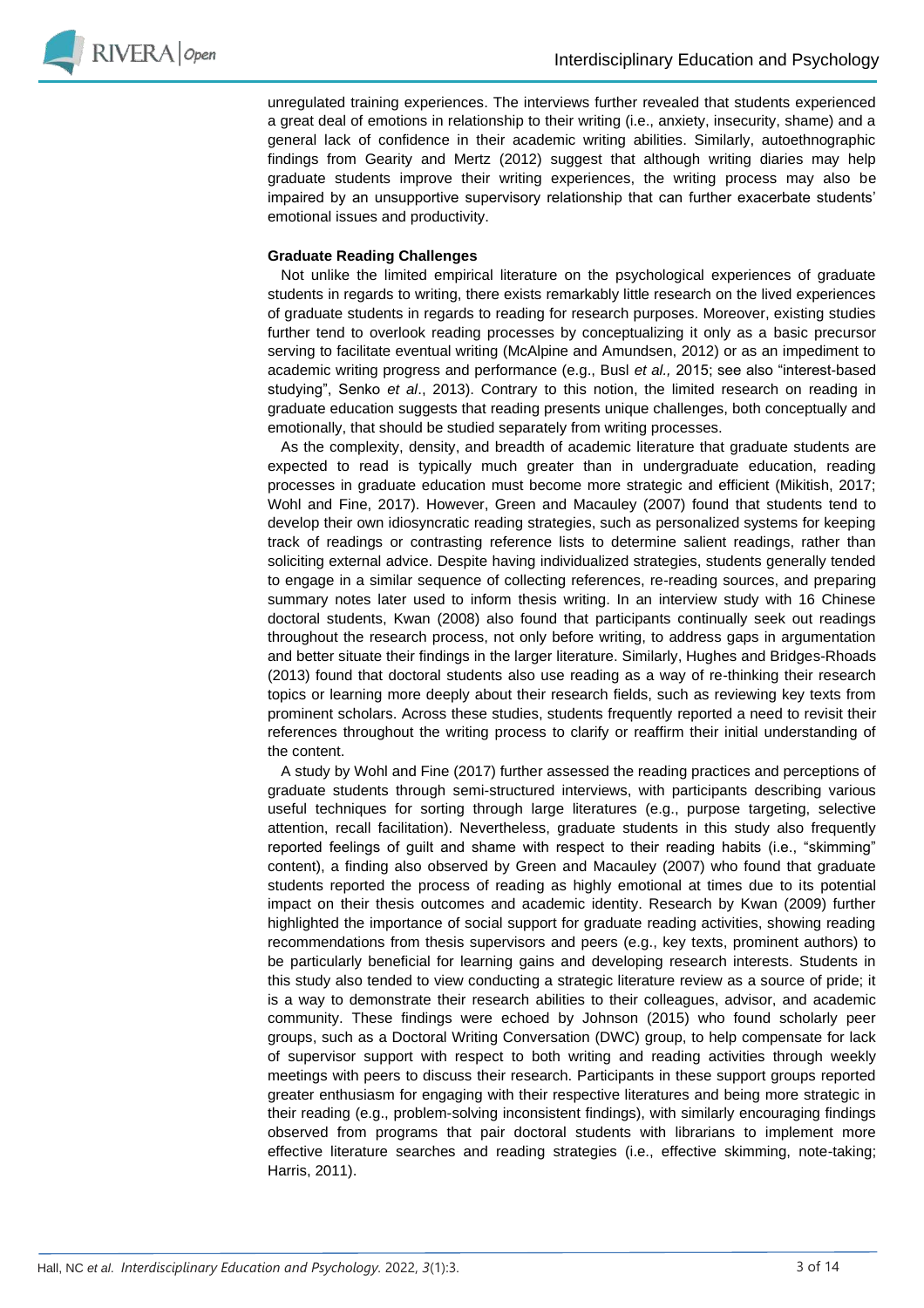unregulated training experiences. The interviews further revealed that students experienced a great deal of emotions in relationship to their writing (i.e., anxiety, insecurity, shame) and a general lack of confidence in their academic writing abilities. Similarly, autoethnographic findings from Gearity and Mertz (2012) suggest that although writing diaries may help graduate students improve their writing experiences, the writing process may also be impaired by an unsupportive supervisory relationship that can further exacerbate students' emotional issues and productivity.

**Graduate Reading Challenges**

Not unlike the limited empirical literature on the psychological experiences of graduate students in regards to writing, there exists remarkably little research on the lived experiences of graduate students in regards to reading for research purposes. Moreover, existing studies further tend to overlook reading processes by conceptualizing it only as a basic precursor serving to facilitate eventual writing (McAlpine and Amundsen, 2012) or as an impediment to academic writing progress and performance (e.g., Busl *et al.,* 2015; see also "interest-based studying", Senko *et al*., 2013). Contrary to this notion, the limited research on reading in graduate education suggests that reading presents unique challenges, both conceptually and emotionally, that should be studied separately from writing processes.

As the complexity, density, and breadth of academic literature that graduate students are expected to read is typically much greater than in undergraduate education, reading processes in graduate education must become more strategic and efficient (Mikitish, 2017; Wohl and Fine, 2017). However, Green and Macauley (2007) found that students tend to develop their own idiosyncratic reading strategies, such as personalized systems for keeping track of readings or contrasting reference lists to determine salient readings, rather than soliciting external advice. Despite having individualized strategies, students generally tended to engage in a similar sequence of collecting references, re-reading sources, and preparing summary notes later used to inform thesis writing. In an interview study with 16 Chinese doctoral students, Kwan (2008) also found that participants continually seek out readings throughout the research process, not only before writing, to address gaps in argumentation and better situate their findings in the larger literature. Similarly, Hughes and Bridges-Rhoads (2013) found that doctoral students also use reading as a way of re-thinking their research topics or learning more deeply about their research fields, such as reviewing key texts from prominent scholars. Across these studies, students frequently reported a need to revisit their references throughout the writing process to clarify or reaffirm their initial understanding of the content.

A study by Wohl and Fine (2017) further assessed the reading practices and perceptions of graduate students through semi-structured interviews, with participants describing various useful techniques for sorting through large literatures (e.g., purpose targeting, selective attention, recall facilitation). Nevertheless, graduate students in this study also frequently reported feelings of guilt and shame with respect to their reading habits (i.e., "skimming" content), a finding also observed by Green and Macauley (2007) who found that graduate students reported the process of reading as highly emotional at times due to its potential impact on their thesis outcomes and academic identity. Research by Kwan (2009) further highlighted the importance of social support for graduate reading activities, showing reading recommendations from thesis supervisors and peers (e.g., key texts, prominent authors) to be particularly beneficial for learning gains and developing research interests. Students in this study also tended to view conducting a strategic literature review as a source of pride; it is a way to demonstrate their research abilities to their colleagues, advisor, and academic community. These findings were echoed by Johnson (2015) who found scholarly peer groups, such as a Doctoral Writing Conversation (DWC) group, to help compensate for lack of supervisor support with respect to both writing and reading activities through weekly meetings with peers to discuss their research. Participants in these support groups reported greater enthusiasm for engaging with their respective literatures and being more strategic in their reading (e.g., problem-solving inconsistent findings), with similarly encouraging findings observed from programs that pair doctoral students with librarians to implement more effective literature searches and reading strategies (i.e., effective skimming, note-taking; Harris, 2011).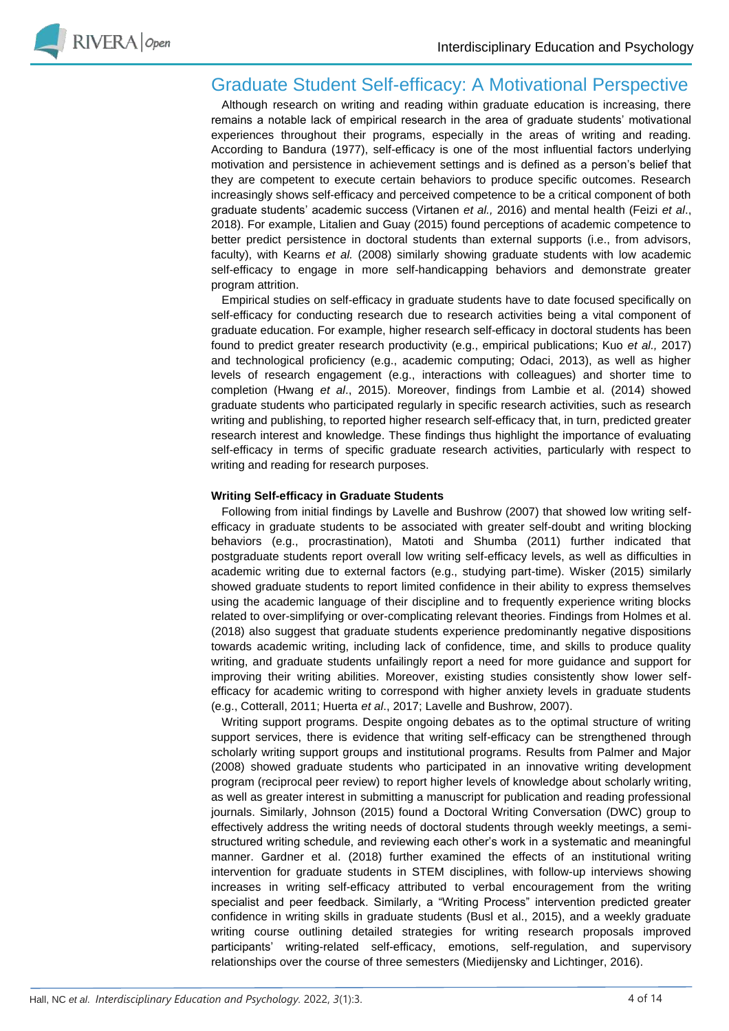## Graduate Student Self-efficacy: A Motivational Perspective

Although research on writing and reading within graduate education is increasing, there remains a notable lack of empirical research in the area of graduate students' motivational experiences throughout their programs, especially in the areas of writing and reading. According to Bandura (1977), self-efficacy is one of the most influential factors underlying motivation and persistence in achievement settings and is defined as a person's belief that they are competent to execute certain behaviors to produce specific outcomes. Research increasingly shows self-efficacy and perceived competence to be a critical component of both graduate students' academic success (Virtanen *et al.,* 2016) and mental health (Feizi *et al*., 2018). For example, Litalien and Guay (2015) found perceptions of academic competence to better predict persistence in doctoral students than external supports (i.e., from advisors, faculty), with Kearns *et al.* (2008) similarly showing graduate students with low academic self-efficacy to engage in more self-handicapping behaviors and demonstrate greater program attrition.

Empirical studies on self-efficacy in graduate students have to date focused specifically on self-efficacy for conducting research due to research activities being a vital component of graduate education. For example, higher research self-efficacy in doctoral students has been found to predict greater research productivity (e.g., empirical publications; Kuo *et al.,* 2017) and technological proficiency (e.g., academic computing; Odaci, 2013), as well as higher levels of research engagement (e.g., interactions with colleagues) and shorter time to completion (Hwang *et al*., 2015). Moreover, findings from Lambie et al. (2014) showed graduate students who participated regularly in specific research activities, such as research writing and publishing, to reported higher research self-efficacy that, in turn, predicted greater research interest and knowledge. These findings thus highlight the importance of evaluating self-efficacy in terms of specific graduate research activities, particularly with respect to writing and reading for research purposes.

### Writing Self-efficacy in Graduate Students

Following from initial findings by Lavelle and Bushrow (2007) that showed low writing self-efficacy in graduate students to be associated with greater self-doubt and writing blocking behaviors (e.g., procrastination), Matoti and Shumba (2011) further indicated that postgraduate students report overall low writing self-efficacy levels, as well as difficulties in academic writing due to external factors (e.g., studying part-time). Wisker (2015) similarly showed graduate students to report limited confidence in their ability to express themselves using the academic language of their discipline and to frequently experience writing blocks related to over-simplifying or over-complicating relevant theories. Findings from Holmes et al. (2018) also suggest that graduate students experience predominantly negative dispositions towards academic writing, including lack of confidence, time, and skills to produce quality writing, and graduate students unfailingly report a need for more guidance and support for improving their writing abilities. Moreover, existing studies consistently show lower self-efficacy for academic writing to correspond with higher anxiety levels in graduate students (e.g., Cotterall, 2011; Huerta *et al*., 2017; Lavelle and Bushrow, 2007).

Writing support programs. Despite ongoing debates as to the optimal structure of writing support services, there is evidence that writing self-efficacy can be strengthened through scholarly writing support groups and institutional programs. Results from Palmer and Major (2008) showed graduate students who participated in an innovative writing development program (reciprocal peer review) to report higher levels of knowledge about scholarly writing, as well as greater interest in submitting a manuscript for publication and reading professional journals. Similarly, Johnson (2015) found a Doctoral Writing Conversation (DWC) group to effectively address the writing needs of doctoral students through weekly meetings, a semi-structured writing schedule, and reviewing each other's work in a systematic and meaningful manner. Gardner et al. (2018) further examined the effects of an institutional writing intervention for graduate students in STEM disciplines, with follow-up interviews showing increases in writing self-efficacy attributed to verbal encouragement from the writing specialist and peer feedback. Similarly, a "Writing Process" intervention predicted greater confidence in writing skills in graduate students (Busl et al., 2015), and a weekly graduate writing course outlining detailed strategies for writing research proposals improved participants' writing-related self-efficacy, emotions, self-regulation, and supervisory relationships over the course of three semesters (Miedijensky and Lichtinger, 2016).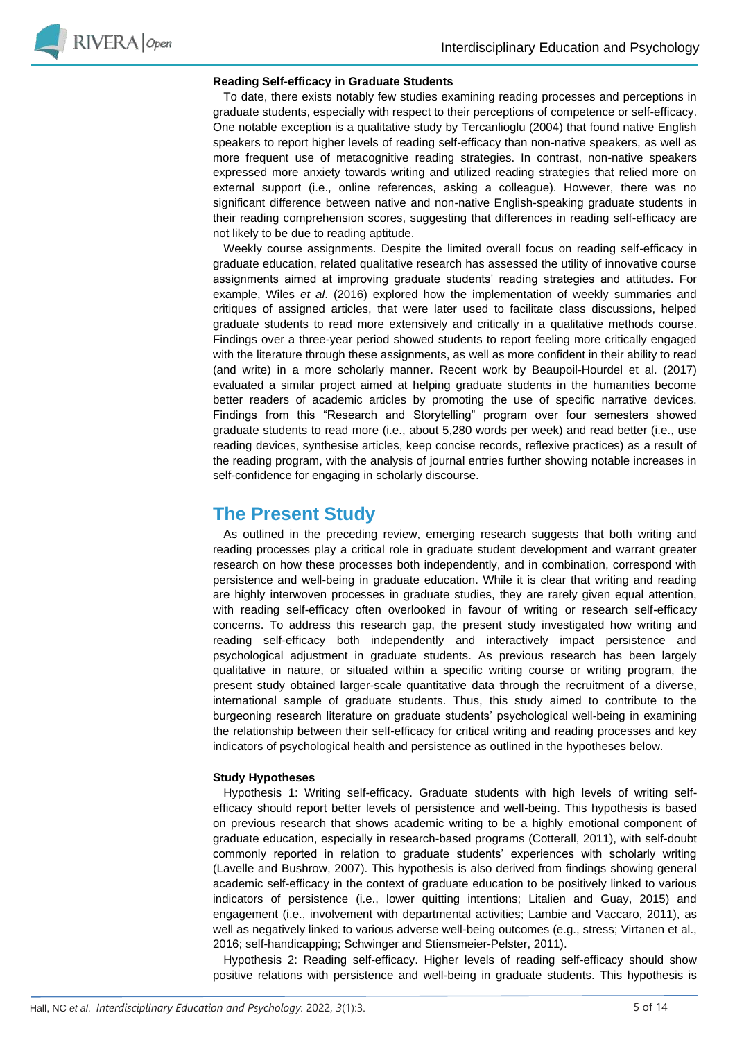**Reading Self-efficacy in Graduate Students**

To date, there exists notably few studies examining reading processes and perceptions in graduate students, especially with respect to their perceptions of competence or self-efficacy. One notable exception is a qualitative study by Tercanlioglu (2004) that found native English speakers to report higher levels of reading self-efficacy than non-native speakers, as well as more frequent use of metacognitive reading strategies. In contrast, non-native speakers expressed more anxiety towards writing and utilized reading strategies that relied more on external support (i.e., online references, asking a colleague). However, there was no significant difference between native and non-native English-speaking graduate students in their reading comprehension scores, suggesting that differences in reading self-efficacy are not likely to be due to reading aptitude.

Weekly course assignments. Despite the limited overall focus on reading self-efficacy in graduate education, related qualitative research has assessed the utility of innovative course assignments aimed at improving graduate students' reading strategies and attitudes. For example, Wiles *et al*. (2016) explored how the implementation of weekly summaries and critiques of assigned articles, that were later used to facilitate class discussions, helped graduate students to read more extensively and critically in a qualitative methods course. Findings over a three-year period showed students to report feeling more critically engaged with the literature through these assignments, as well as more confident in their ability to read (and write) in a more scholarly manner. Recent work by Beaupoil-Hourdel et al. (2017) evaluated a similar project aimed at helping graduate students in the humanities become better readers of academic articles by promoting the use of specific narrative devices. Findings from this "Research and Storytelling" program over four semesters showed graduate students to read more (i.e., about 5,280 words per week) and read better (i.e., use reading devices, synthesise articles, keep concise records, reflexive practices) as a result of the reading program, with the analysis of journal entries further showing notable increases in self-confidence for engaging in scholarly discourse.

## The Present Study

As outlined in the preceding review, emerging research suggests that both writing and reading processes play a critical role in graduate student development and warrant greater research on how these processes both independently, and in combination, correspond with persistence and well-being in graduate education. While it is clear that writing and reading are highly interwoven processes in graduate studies, they are rarely given equal attention, with reading self-efficacy often overlooked in favour of writing or research self-efficacy concerns. To address this research gap, the present study investigated how writing and reading self-efficacy both independently and interactively impact persistence and psychological adjustment in graduate students. As previous research has been largely qualitative in nature, or situated within a specific writing course or writing program, the present study obtained larger-scale quantitative data through the recruitment of a diverse, international sample of graduate students. Thus, this study aimed to contribute to the burgeoning research literature on graduate students' psychological well-being in examining the relationship between their self-efficacy for critical writing and reading processes and key indicators of psychological health and persistence as outlined in the hypotheses below.

**Study Hypotheses**

Hypothesis 1: Writing self-efficacy. Graduate students with high levels of writing self-efficacy should report better levels of persistence and well-being. This hypothesis is based on previous research that shows academic writing to be a highly emotional component of graduate education, especially in research-based programs (Cotterall, 2011), with self-doubt commonly reported in relation to graduate students' experiences with scholarly writing (Lavelle and Bushrow, 2007). This hypothesis is also derived from findings showing general academic self-efficacy in the context of graduate education to be positively linked to various indicators of persistence (i.e., lower quitting intentions; Litalien and Guay, 2015) and engagement (i.e., involvement with departmental activities; Lambie and Vaccaro, 2011), as well as negatively linked to various adverse well-being outcomes (e.g., stress; Virtanen et al., 2016; self-handicapping; Schwinger and Stiensmeier-Pelster, 2011).

Hypothesis 2: Reading self-efficacy. Higher levels of reading self-efficacy should show positive relations with persistence and well-being in graduate students. This hypothesis is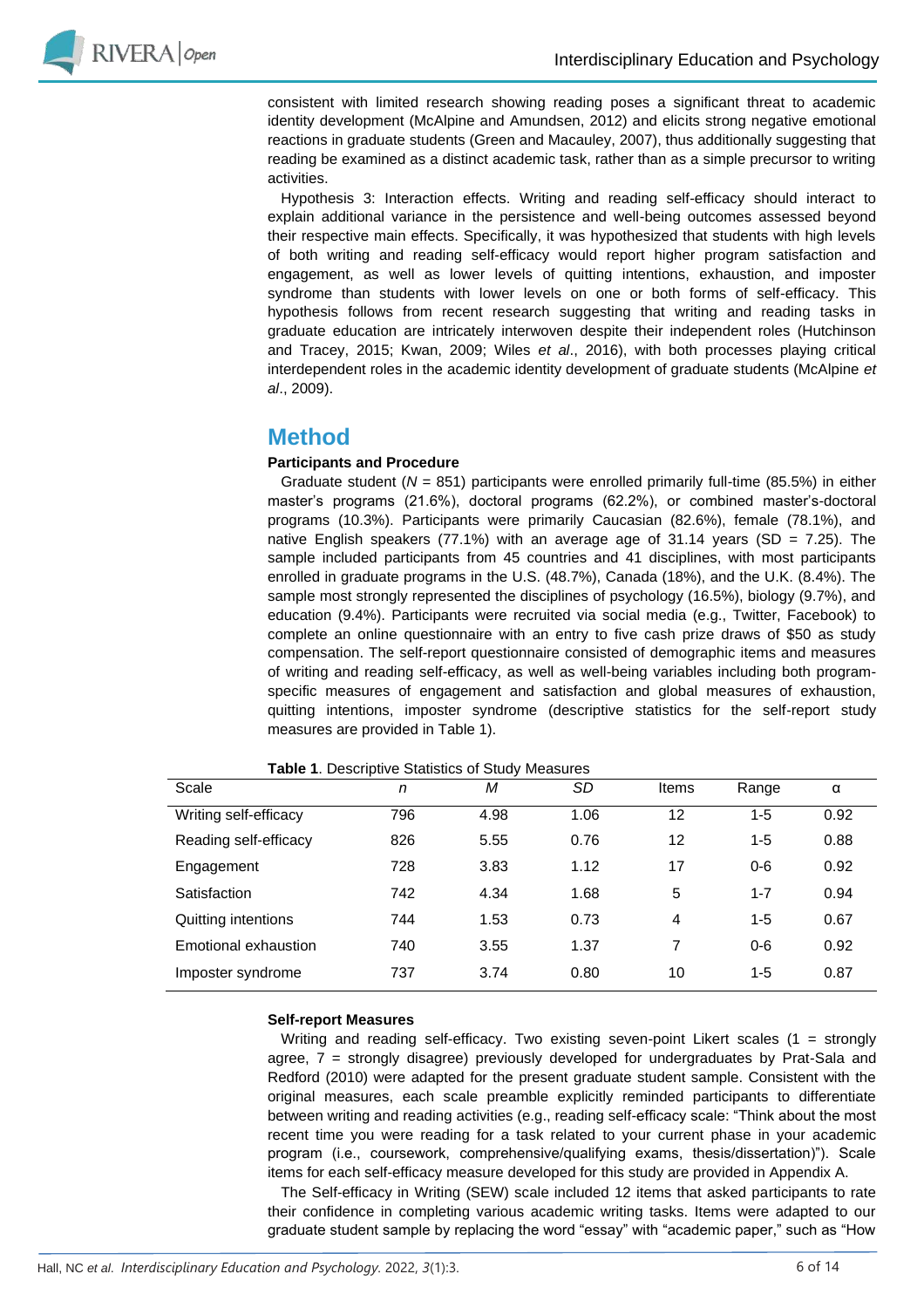consistent with limited research showing reading poses a significant threat to academic identity development (McAlpine and Amundsen, 2012) and elicits strong negative emotional reactions in graduate students (Green and Macauley, 2007), thus additionally suggesting that reading be examined as a distinct academic task, rather than as a simple precursor to writing activities.

Hypothesis 3: Interaction effects. Writing and reading self-efficacy should interact to explain additional variance in the persistence and well-being outcomes assessed beyond their respective main effects. Specifically, it was hypothesized that students with high levels of both writing and reading self-efficacy would report higher program satisfaction and engagement, as well as lower levels of quitting intentions, exhaustion, and imposter syndrome than students with lower levels on one or both forms of self-efficacy. This hypothesis follows from recent research suggesting that writing and reading tasks in graduate education are intricately interwoven despite their independent roles (Hutchinson and Tracey, 2015; Kwan, 2009; Wiles *et al*., 2016), with both processes playing critical interdependent roles in the academic identity development of graduate students (McAlpine *et al*., 2009).

## Method

### Participants and Procedure

Graduate student (*N* = 851) participants were enrolled primarily full-time (85.5%) in either master's programs (21.6%), doctoral programs (62.2%), or combined master's-doctoral programs (10.3%). Participants were primarily Caucasian (82.6%), female (78.1%), and native English speakers (77.1%) with an average age of 31.14 years (SD = 7.25). The sample included participants from 45 countries and 41 disciplines, with most participants enrolled in graduate programs in the U.S. (48.7%), Canada (18%), and the U.K. (8.4%). The sample most strongly represented the disciplines of psychology (16.5%), biology (9.7%), and education (9.4%). Participants were recruited via social media (e.g., Twitter, Facebook) to complete an online questionnaire with an entry to five cash prize draws of $50 as study compensation. The self-report questionnaire consisted of demographic items and measures of writing and reading self-efficacy, as well as well-being variables including both program-specific measures of engagement and satisfaction and global measures of exhaustion, quitting intentions, imposter syndrome (descriptive statistics for the self-report study measures are provided in Table 1).

**Table 1**. Descriptive Statistics of Study Measures

| Scale | *n* | *M* | *SD* | Items | Range | α |
|---|---|---|---|---|---|---|
| Writing self-efficacy | 796 | 4.98 | 1.06 | 12 | 1-5 | 0.92 |
| Reading self-efficacy | 826 | 5.55 | 0.76 | 12 | 1-5 | 0.88 |
| Engagement | 728 | 3.83 | 1.12 | 17 | 0-6 | 0.92 |
| Satisfaction | 742 | 4.34 | 1.68 | 5 | 1-7 | 0.94 |
| Quitting intentions | 744 | 1.53 | 0.73 | 4 | 1-5 | 0.67 |
| Emotional exhaustion | 740 | 3.55 | 1.37 | 7 | 0-6 | 0.92 |
| Imposter syndrome | 737 | 3.74 | 0.80 | 10 | 1-5 | 0.87 |

### Self-report Measures

Writing and reading self-efficacy. Two existing seven-point Likert scales (1 = strongly agree, 7 = strongly disagree) previously developed for undergraduates by Prat-Sala and Redford (2010) were adapted for the present graduate student sample. Consistent with the original measures, each scale preamble explicitly reminded participants to differentiate between writing and reading activities (e.g., reading self-efficacy scale: "Think about the most recent time you were reading for a task related to your current phase in your academic program (i.e., coursework, comprehensive/qualifying exams, thesis/dissertation)"). Scale items for each self-efficacy measure developed for this study are provided in Appendix A.

The Self-efficacy in Writing (SEW) scale included 12 items that asked participants to rate their confidence in completing various academic writing tasks. Items were adapted to our graduate student sample by replacing the word "essay" with "academic paper," such as "How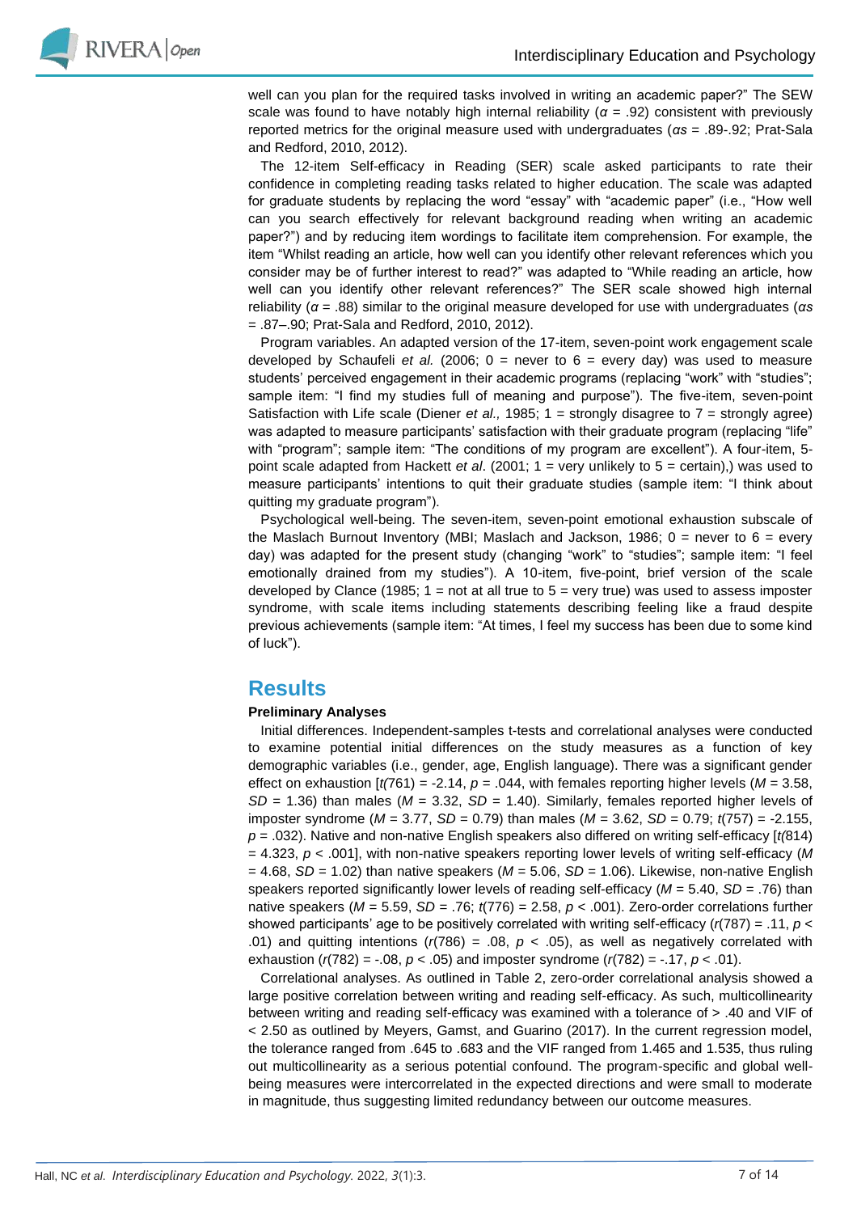well can you plan for the required tasks involved in writing an academic paper?" The SEW scale was found to have notably high internal reliability ($\alpha$ = .92) consistent with previously reported metrics for the original measure used with undergraduates ($\alpha$s = .89-.92; Prat-Sala and Redford, 2010, 2012).

The 12-item Self-efficacy in Reading (SER) scale asked participants to rate their confidence in completing reading tasks related to higher education. The scale was adapted for graduate students by replacing the word "essay" with "academic paper" (i.e., "How well can you search effectively for relevant background reading when writing an academic paper?") and by reducing item wordings to facilitate item comprehension. For example, the item "Whilst reading an article, how well can you identify other relevant references which you consider may be of further interest to read?" was adapted to "While reading an article, how well can you identify other relevant references?" The SER scale showed high internal reliability ($\alpha$ = .88) similar to the original measure developed for use with undergraduates ($\alpha$s = .87–.90; Prat-Sala and Redford, 2010, 2012).

Program variables. An adapted version of the 17-item, seven-point work engagement scale developed by Schaufeli *et al.* (2006; 0 = never to 6 = every day) was used to measure students' perceived engagement in their academic programs (replacing "work" with "studies"; sample item: "I find my studies full of meaning and purpose"). The five-item, seven-point Satisfaction with Life scale (Diener *et al.,* 1985; 1 = strongly disagree to 7 = strongly agree) was adapted to measure participants' satisfaction with their graduate program (replacing "life" with "program"; sample item: "The conditions of my program are excellent"). A four-item, 5-point scale adapted from Hackett *et al*. (2001; 1 = very unlikely to 5 = certain),) was used to measure participants' intentions to quit their graduate studies (sample item: "I think about quitting my graduate program").

Psychological well-being. The seven-item, seven-point emotional exhaustion subscale of the Maslach Burnout Inventory (MBI; Maslach and Jackson, 1986; 0 = never to 6 = every day) was adapted for the present study (changing "work" to "studies"; sample item: "I feel emotionally drained from my studies"). A 10-item, five-point, brief version of the scale developed by Clance (1985; 1 = not at all true to 5 = very true) was used to assess imposter syndrome, with scale items including statements describing feeling like a fraud despite previous achievements (sample item: "At times, I feel my success has been due to some kind of luck").

# Results

### Preliminary Analyses

Initial differences. Independent-samples t-tests and correlational analyses were conducted to examine potential initial differences on the study measures as a function of key demographic variables (i.e., gender, age, English language). There was a significant gender effect on exhaustion [$t(761) = -2.14$, $p = .044$, with females reporting higher levels ($M = 3.58$, $SD = 1.36$) than males ($M = 3.32$, $SD = 1.40$). Similarly, females reported higher levels of imposter syndrome ($M = 3.77$, $SD = 0.79$) than males ($M = 3.62$, $SD = 0.79$; $t(757) = -2.155$, $p = .032$). Native and non-native English speakers also differed on writing self-efficacy [$t(814) = 4.323$, $p < .001$], with non-native speakers reporting lower levels of writing self-efficacy ($M = 4.68$, $SD = 1.02$) than native speakers ($M = 5.06$, $SD = 1.06$). Likewise, non-native English speakers reported significantly lower levels of reading self-efficacy ($M = 5.40$, $SD = .76$) than native speakers ($M = 5.59$, $SD = .76$; $t(776) = 2.58$, $p < .001$). Zero-order correlations further showed participants' age to be positively correlated with writing self-efficacy ($r(787) = .11$, $p < .01$) and quitting intentions ($r(786) = .08$, $p < .05$), as well as negatively correlated with exhaustion ($r(782) = -.08$, $p < .05$) and imposter syndrome ($r(782) = -.17$, $p < .01$).

Correlational analyses. As outlined in Table 2, zero-order correlational analysis showed a large positive correlation between writing and reading self-efficacy. As such, multicollinearity between writing and reading self-efficacy was examined with a tolerance of > .40 and VIF of < 2.50 as outlined by Meyers, Gamst, and Guarino (2017). In the current regression model, the tolerance ranged from .645 to .683 and the VIF ranged from 1.465 and 1.535, thus ruling out multicollinearity as a serious potential confound. The program-specific and global well-being measures were intercorrelated in the expected directions and were small to moderate in magnitude, thus suggesting limited redundancy between our outcome measures.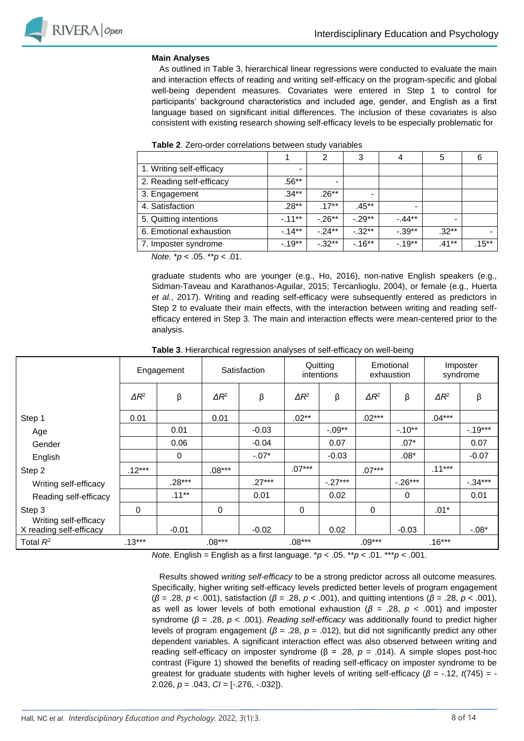### Main Analyses

As outlined in Table 3, hierarchical linear regressions were conducted to evaluate the main and interaction effects of reading and writing self-efficacy on the program-specific and global well-being dependent measures. Covariates were entered in Step 1 to control for participants' background characteristics and included age, gender, and English as a first language based on significant initial differences. The inclusion of these covariates is also consistent with existing research showing self-efficacy levels to be especially problematic for graduate students who are younger (e.g., Ho, 2016), non-native English speakers (e.g., Sidman-Taveau and Karathanos-Aguilar, 2015; Tercanlioglu, 2004), or female (e.g., Huerta *et al.*, 2017). Writing and reading self-efficacy were subsequently entered as predictors in Step 2 to evaluate their main effects, with the interaction between writing and reading self-efficacy entered in Step 3. The main and interaction effects were mean-centered prior to the analysis.

**Table 2**. Zero-order correlations between study variables

| | 1 | 2 | 3 | 4 | 5 | 6 |
|---|---|---|---|---|---|---|
| 1. Writing self-efficacy | - | | | | | |
| 2. Reading self-efficacy | .56** | - | | | | |
| 3. Engagement | .34** | .26** | - | | | |
| 4. Satisfaction | .28** | .17** | .45** | - | | |
| 5. Quitting intentions | -.11** | -.26** | -.29** | -.44** | - | |
| 6. Emotional exhaustion | -.14** | -.24** | -.32** | -.39** | .32** | - |
| 7. Imposter syndrome | -.19** | -.32** | -.16** | -.19** | .41** | .15** |

*Note.* \**p* < .05. \*\**p* < .01.

**Table 3**. Hierarchical regression analyses of self-efficacy on well-being

| | Engagement | | Satisfaction | | Quitting intentions | | Emotional exhaustion | | Imposter syndrome | |
|---|---|---|---|---|---|---|---|---|---|---|
| | $\Delta R^2$ | β | $\Delta R^2$ | β | $\Delta R^2$ | β | $\Delta R^2$ | β | $\Delta R^2$ | β |
| Step 1 | 0.01 | | 0.01 | | .02** | | .02*** | | .04*** | |
| Age | | 0.01 | | -0.03 | | -.09** | | -.10** | | -.19*** |
| Gender | | 0.06 | | -0.04 | | 0.07 | | .07* | | 0.07 |
| English | | 0 | | -.07* | | -0.03 | | .08* | | -0.07 |
| Step 2 | .12*** | | .08*** | | .07*** | | .07*** | | .11*** | |
| Writing self-efficacy | | .28*** | | .27*** | | -.27*** | | -.26*** | | -.34*** |
| Reading self-efficacy | | .11** | | 0.01 | | 0.02 | | 0 | | 0.01 |
| Step 3 | 0 | | 0 | | 0 | | 0 | | .01* | |
| Writing self-efficacy X reading self-efficacy | | -0.01 | | -0.02 | | 0.02 | | -0.03 | | -.08* |
| Total $R^2$ | .13*** | | .08*** | | .08*** | | .09*** | | .16*** | |

*Note.* English = English as a first language. \**p* < .05. \*\**p* < .01. \*\*\**p* < .001.

Results showed *writing self-efficacy* to be a strong predictor across all outcome measures. Specifically, higher writing self-efficacy levels predicted better levels of program engagement ($\beta$ = .28, $p$ < .001), satisfaction ($\beta$ = .28, $p$ < .001), and quitting intentions ($\beta$ = .28, $p$ < .001), as well as lower levels of both emotional exhaustion ($\beta$ = .28, $p$ < .001) and imposter syndrome ($\beta$ = .28, $p$ < .001). *Reading self-efficacy* was additionally found to predict higher levels of program engagement ($\beta$ = .28, $p$ = .012), but did not significantly predict any other dependent variables. A significant interaction effect was also observed between writing and reading self-efficacy on imposter syndrome ($\beta$ = .28, $p$ = .014). A simple slopes post-hoc contrast (Figure 1) showed the benefits of reading self-efficacy on imposter syndrome to be greatest for graduate students with higher levels of writing self-efficacy ($\beta$ = -.12, $t(745)$ = -2.026, $p$ = .043, *CI* = [-.276, -.032]).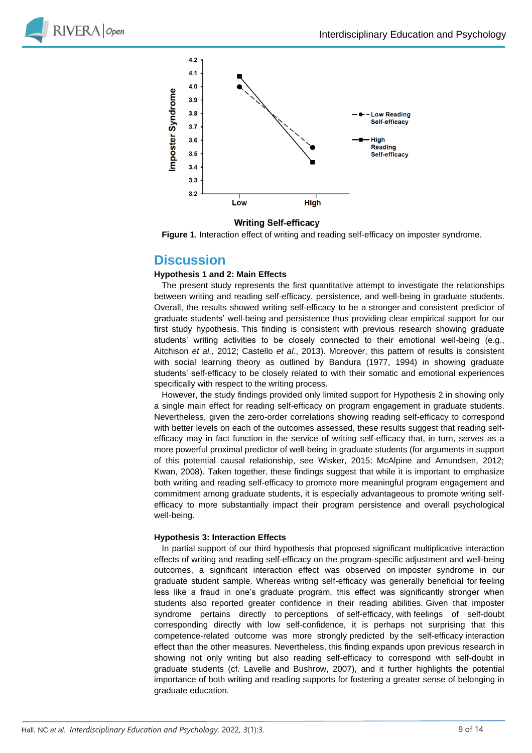Figure 1. Interaction effect of writing and reading self-efficacy on imposter syndrome.

## Discussion

### Hypothesis 1 and 2: Main Effects

The present study represents the first quantitative attempt to investigate the relationships between writing and reading self-efficacy, persistence, and well-being in graduate students. Overall, the results showed writing self-efficacy to be a stronger and consistent predictor of graduate students' well-being and persistence thus providing clear empirical support for our first study hypothesis. This finding is consistent with previous research showing graduate students' writing activities to be closely connected to their emotional well-being (e.g., Aitchison *et al.*, 2012; Castello *et al.*, 2013). Moreover, this pattern of results is consistent with social learning theory as outlined by Bandura (1977, 1994) in showing graduate students' self-efficacy to be closely related to with their somatic and emotional experiences specifically with respect to the writing process.

However, the study findings provided only limited support for Hypothesis 2 in showing only a single main effect for reading self-efficacy on program engagement in graduate students. Nevertheless, given the zero-order correlations showing reading self-efficacy to correspond with better levels on each of the outcomes assessed, these results suggest that reading self-efficacy may in fact function in the service of writing self-efficacy that, in turn, serves as a more powerful proximal predictor of well-being in graduate students (for arguments in support of this potential causal relationship, see Wisker, 2015; McAlpine and Amundsen, 2012; Kwan, 2008). Taken together, these findings suggest that while it is important to emphasize both writing and reading self-efficacy to promote more meaningful program engagement and commitment among graduate students, it is especially advantageous to promote writing self-efficacy to more substantially impact their program persistence and overall psychological well-being.

### Hypothesis 3: Interaction Effects

In partial support of our third hypothesis that proposed significant multiplicative interaction effects of writing and reading self-efficacy on the program-specific adjustment and well-being outcomes, a significant interaction effect was observed on imposter syndrome in our graduate student sample. Whereas writing self-efficacy was generally beneficial for feeling less like a fraud in one's graduate program, this effect was significantly stronger when students also reported greater confidence in their reading abilities. Given that imposter syndrome pertains directly to perceptions of self-efficacy, with feelings of self-doubt corresponding directly with low self-confidence, it is perhaps not surprising that this competence-related outcome was more strongly predicted by the self-efficacy interaction effect than the other measures. Nevertheless, this finding expands upon previous research in showing not only writing but also reading self-efficacy to correspond with self-doubt in graduate students (cf. Lavelle and Bushrow, 2007), and it further highlights the potential importance of both writing and reading supports for fostering a greater sense of belonging in graduate education.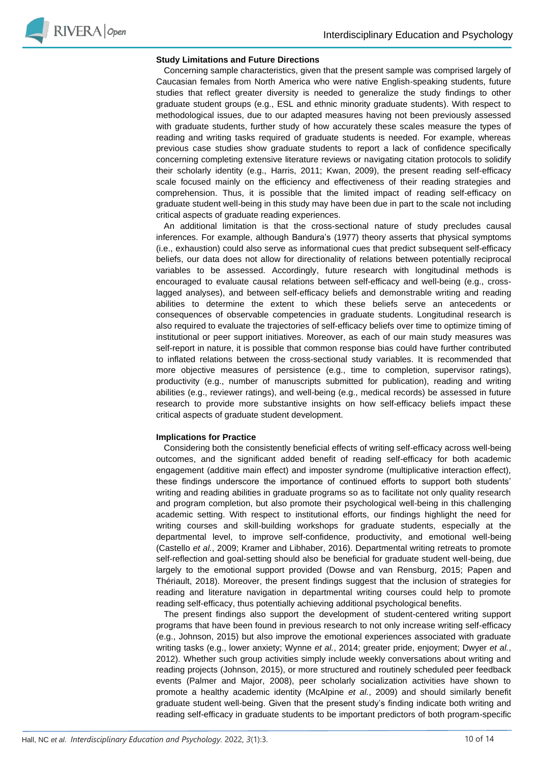**Study Limitations and Future Directions**

Concerning sample characteristics, given that the present sample was comprised largely of Caucasian females from North America who were native English-speaking students, future studies that reflect greater diversity is needed to generalize the study findings to other graduate student groups (e.g., ESL and ethnic minority graduate students). With respect to methodological issues, due to our adapted measures having not been previously assessed with graduate students, further study of how accurately these scales measure the types of reading and writing tasks required of graduate students is needed. For example, whereas previous case studies show graduate students to report a lack of confidence specifically concerning completing extensive literature reviews or navigating citation protocols to solidify their scholarly identity (e.g., Harris, 2011; Kwan, 2009), the present reading self-efficacy scale focused mainly on the efficiency and effectiveness of their reading strategies and comprehension. Thus, it is possible that the limited impact of reading self-efficacy on graduate student well-being in this study may have been due in part to the scale not including critical aspects of graduate reading experiences.

An additional limitation is that the cross-sectional nature of study precludes causal inferences. For example, although Bandura's (1977) theory asserts that physical symptoms (i.e., exhaustion) could also serve as informational cues that predict subsequent self-efficacy beliefs, our data does not allow for directionality of relations between potentially reciprocal variables to be assessed. Accordingly, future research with longitudinal methods is encouraged to evaluate causal relations between self-efficacy and well-being (e.g., cross-lagged analyses), and between self-efficacy beliefs and demonstrable writing and reading abilities to determine the extent to which these beliefs serve an antecedents or consequences of observable competencies in graduate students. Longitudinal research is also required to evaluate the trajectories of self-efficacy beliefs over time to optimize timing of institutional or peer support initiatives. Moreover, as each of our main study measures was self-report in nature, it is possible that common response bias could have further contributed to inflated relations between the cross-sectional study variables. It is recommended that more objective measures of persistence (e.g., time to completion, supervisor ratings), productivity (e.g., number of manuscripts submitted for publication), reading and writing abilities (e.g., reviewer ratings), and well-being (e.g., medical records) be assessed in future research to provide more substantive insights on how self-efficacy beliefs impact these critical aspects of graduate student development.

**Implications for Practice**

Considering both the consistently beneficial effects of writing self-efficacy across well-being outcomes, and the significant added benefit of reading self-efficacy for both academic engagement (additive main effect) and imposter syndrome (multiplicative interaction effect), these findings underscore the importance of continued efforts to support both students' writing and reading abilities in graduate programs so as to facilitate not only quality research and program completion, but also promote their psychological well-being in this challenging academic setting. With respect to institutional efforts, our findings highlight the need for writing courses and skill-building workshops for graduate students, especially at the departmental level, to improve self-confidence, productivity, and emotional well-being (Castello *et al.*, 2009; Kramer and Libhaber, 2016). Departmental writing retreats to promote self-reflection and goal-setting should also be beneficial for graduate student well-being, due largely to the emotional support provided (Dowse and van Rensburg, 2015; Papen and Thériault, 2018). Moreover, the present findings suggest that the inclusion of strategies for reading and literature navigation in departmental writing courses could help to promote reading self-efficacy, thus potentially achieving additional psychological benefits.

The present findings also support the development of student-centered writing support programs that have been found in previous research to not only increase writing self-efficacy (e.g., Johnson, 2015) but also improve the emotional experiences associated with graduate writing tasks (e.g., lower anxiety; Wynne *et al.*, 2014; greater pride, enjoyment; Dwyer *et al.*, 2012). Whether such group activities simply include weekly conversations about writing and reading projects (Johnson, 2015), or more structured and routinely scheduled peer feedback events (Palmer and Major, 2008), peer scholarly socialization activities have shown to promote a healthy academic identity (McAlpine *et al.*, 2009) and should similarly benefit graduate student well-being. Given that the present study's finding indicate both writing and reading self-efficacy in graduate students to be important predictors of both program-specific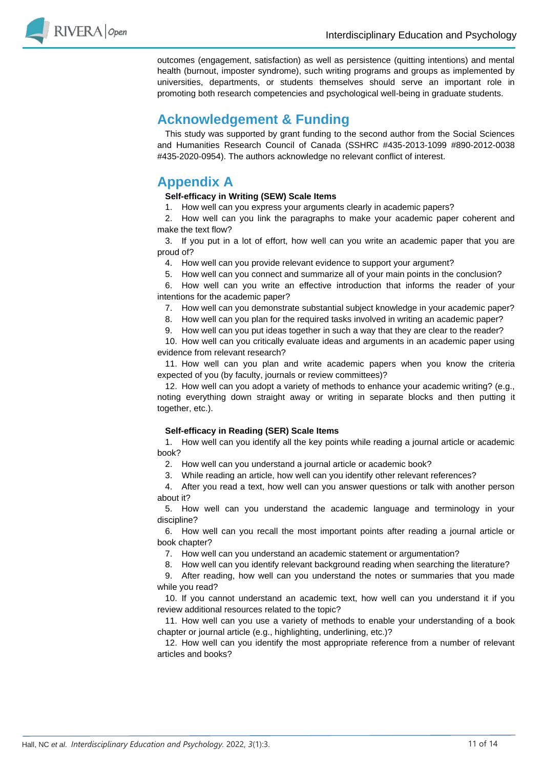outcomes (engagement, satisfaction) as well as persistence (quitting intentions) and mental health (burnout, imposter syndrome), such writing programs and groups as implemented by universities, departments, or students themselves should serve an important role in promoting both research competencies and psychological well-being in graduate students.

## Acknowledgement & Funding

This study was supported by grant funding to the second author from the Social Sciences and Humanities Research Council of Canada (SSHRC #435-2013-1099 #890-2012-0038 #435-2020-0954). The authors acknowledge no relevant conflict of interest.

## Appendix A

**Self-efficacy in Writing (SEW) Scale Items**

1. How well can you express your arguments clearly in academic papers?
2. How well can you link the paragraphs to make your academic paper coherent and make the text flow?
3. If you put in a lot of effort, how well can you write an academic paper that you are proud of?
4. How well can you provide relevant evidence to support your argument?
5. How well can you connect and summarize all of your main points in the conclusion?
6. How well can you write an effective introduction that informs the reader of your intentions for the academic paper?
7. How well can you demonstrate substantial subject knowledge in your academic paper?
8. How well can you plan for the required tasks involved in writing an academic paper?
9. How well can you put ideas together in such a way that they are clear to the reader?
10. How well can you critically evaluate ideas and arguments in an academic paper using evidence from relevant research?
11. How well can you plan and write academic papers when you know the criteria expected of you (by faculty, journals or review committees)?
12. How well can you adopt a variety of methods to enhance your academic writing? (e.g., noting everything down straight away or writing in separate blocks and then putting it together, etc.).

**Self-efficacy in Reading (SER) Scale Items**

1. How well can you identify all the key points while reading a journal article or academic book?
2. How well can you understand a journal article or academic book?
3. While reading an article, how well can you identify other relevant references?
4. After you read a text, how well can you answer questions or talk with another person about it?
5. How well can you understand the academic language and terminology in your discipline?
6. How well can you recall the most important points after reading a journal article or book chapter?
7. How well can you understand an academic statement or argumentation?
8. How well can you identify relevant background reading when searching the literature?
9. After reading, how well can you understand the notes or summaries that you made while you read?
10. If you cannot understand an academic text, how well can you understand it if you review additional resources related to the topic?
11. How well can you use a variety of methods to enable your understanding of a book chapter or journal article (e.g., highlighting, underlining, etc.)?
12. How well can you identify the most appropriate reference from a number of relevant articles and books?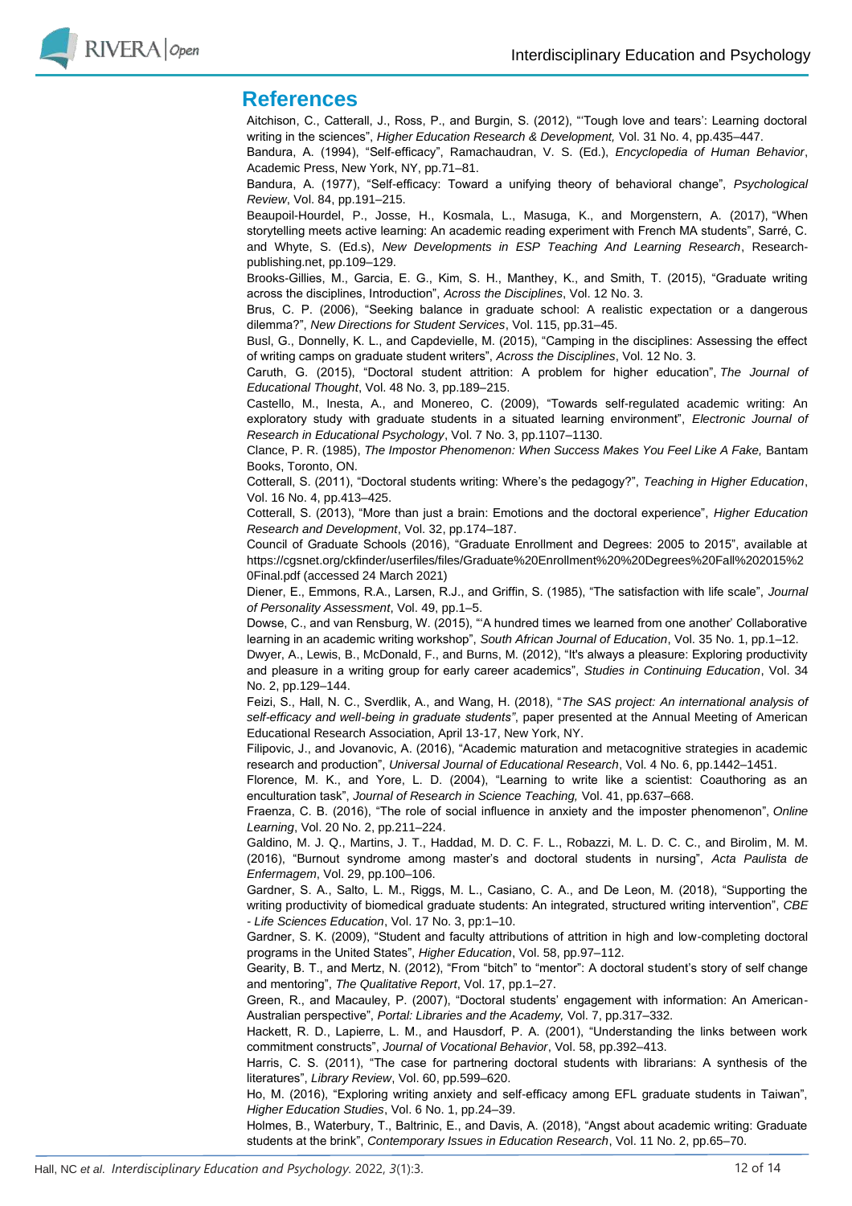## References

Aitchison, C., Catterall, J., Ross, P., and Burgin, S. (2012), "'Tough love and tears': Learning doctoral writing in the sciences", *Higher Education Research & Development,* Vol. 31 No. 4, pp.435–447.

Bandura, A. (1994), "Self-efficacy", Ramachaudran, V. S. (Ed.), *Encyclopedia of Human Behavior*, Academic Press, New York, NY, pp.71–81.

Bandura, A. (1977), "Self-efficacy: Toward a unifying theory of behavioral change", *Psychological Review*, Vol. 84, pp.191–215.

Beaupoil-Hourdel, P., Josse, H., Kosmala, L., Masuga, K., and Morgenstern, A. (2017), "When storytelling meets active learning: An academic reading experiment with French MA students", Sarré, C. and Whyte, S. (Ed.s), *New Developments in ESP Teaching And Learning Research*, Research-publishing.net, pp.109–129.

Brooks-Gillies, M., Garcia, E. G., Kim, S. H., Manthey, K., and Smith, T. (2015), "Graduate writing across the disciplines, Introduction", *Across the Disciplines*, Vol. 12 No. 3.

Brus, C. P. (2006), "Seeking balance in graduate school: A realistic expectation or a dangerous dilemma?", *New Directions for Student Services*, Vol. 115, pp.31–45.

Busl, G., Donnelly, K. L., and Capdevielle, M. (2015), "Camping in the disciplines: Assessing the effect of writing camps on graduate student writers", *Across the Disciplines*, Vol. 12 No. 3.

Caruth, G. (2015), "Doctoral student attrition: A problem for higher education", *The Journal of Educational Thought*, Vol. 48 No. 3, pp.189–215.

Castello, M., Inesta, A., and Monereo, C. (2009), "Towards self-regulated academic writing: An exploratory study with graduate students in a situated learning environment", *Electronic Journal of Research in Educational Psychology*, Vol. 7 No. 3, pp.1107–1130.

Clance, P. R. (1985), *The Impostor Phenomenon: When Success Makes You Feel Like A Fake,* Bantam Books, Toronto, ON.

Cotterall, S. (2011), "Doctoral students writing: Where's the pedagogy?", *Teaching in Higher Education*, Vol. 16 No. 4, pp.413–425.

Cotterall, S. (2013), "More than just a brain: Emotions and the doctoral experience", *Higher Education Research and Development*, Vol. 32, pp.174–187.

Council of Graduate Schools (2016), "Graduate Enrollment and Degrees: 2005 to 2015", available at https://cgsnet.org/ckfinder/userfiles/files/Graduate%20Enrollment%20%20Degrees%20Fall%202015%20Final.pdf (accessed 24 March 2021)

Diener, E., Emmons, R.A., Larsen, R.J., and Griffin, S. (1985), "The satisfaction with life scale", *Journal of Personality Assessment*, Vol. 49, pp.1–5.

Dowse, C., and van Rensburg, W. (2015), "'A hundred times we learned from one another' Collaborative learning in an academic writing workshop", *South African Journal of Education*, Vol. 35 No. 1, pp.1–12.

Dwyer, A., Lewis, B., McDonald, F., and Burns, M. (2012), "It's always a pleasure: Exploring productivity and pleasure in a writing group for early career academics", *Studies in Continuing Education*, Vol. 34 No. 2, pp.129–144.

Feizi, S., Hall, N. C., Sverdlik, A., and Wang, H. (2018), "*The SAS project: An international analysis of self-efficacy and well-being in graduate students"*, paper presented at the Annual Meeting of American Educational Research Association, April 13-17, New York, NY.

Filipovic, J., and Jovanovic, A. (2016), "Academic maturation and metacognitive strategies in academic research and production", *Universal Journal of Educational Research*, Vol. 4 No. 6, pp.1442–1451.

Florence, M. K., and Yore, L. D. (2004), "Learning to write like a scientist: Coauthoring as an enculturation task", *Journal of Research in Science Teaching,* Vol. 41, pp.637–668.

Fraenza, C. B. (2016), "The role of social influence in anxiety and the imposter phenomenon", *Online Learning*, Vol. 20 No. 2, pp.211–224.

Galdino, M. J. Q., Martins, J. T., Haddad, M. D. C. F. L., Robazzi, M. L. D. C. C., and Birolim, M. M. (2016), "Burnout syndrome among master's and doctoral students in nursing", *Acta Paulista de Enfermagem*, Vol. 29, pp.100–106.

Gardner, S. A., Salto, L. M., Riggs, M. L., Casiano, C. A., and De Leon, M. (2018), "Supporting the writing productivity of biomedical graduate students: An integrated, structured writing intervention", *CBE - Life Sciences Education*, Vol. 17 No. 3, pp:1–10.

Gardner, S. K. (2009), "Student and faculty attributions of attrition in high and low-completing doctoral programs in the United States", *Higher Education*, Vol. 58, pp.97–112.

Gearity, B. T., and Mertz, N. (2012), "From "bitch" to "mentor": A doctoral student's story of self change and mentoring", *The Qualitative Report*, Vol. 17, pp.1–27.

Green, R., and Macauley, P. (2007), "Doctoral students' engagement with information: An American-Australian perspective", *Portal: Libraries and the Academy,* Vol. 7, pp.317–332.

Hackett, R. D., Lapierre, L. M., and Hausdorf, P. A. (2001), "Understanding the links between work commitment constructs", *Journal of Vocational Behavior*, Vol. 58, pp.392–413.

Harris, C. S. (2011), "The case for partnering doctoral students with librarians: A synthesis of the literatures", *Library Review*, Vol. 60, pp.599–620.

Ho, M. (2016), "Exploring writing anxiety and self-efficacy among EFL graduate students in Taiwan", *Higher Education Studies*, Vol. 6 No. 1, pp.24–39.

Holmes, B., Waterbury, T., Baltrinic, E., and Davis, A. (2018), "Angst about academic writing: Graduate students at the brink", *Contemporary Issues in Education Research*, Vol. 11 No. 2, pp.65–70.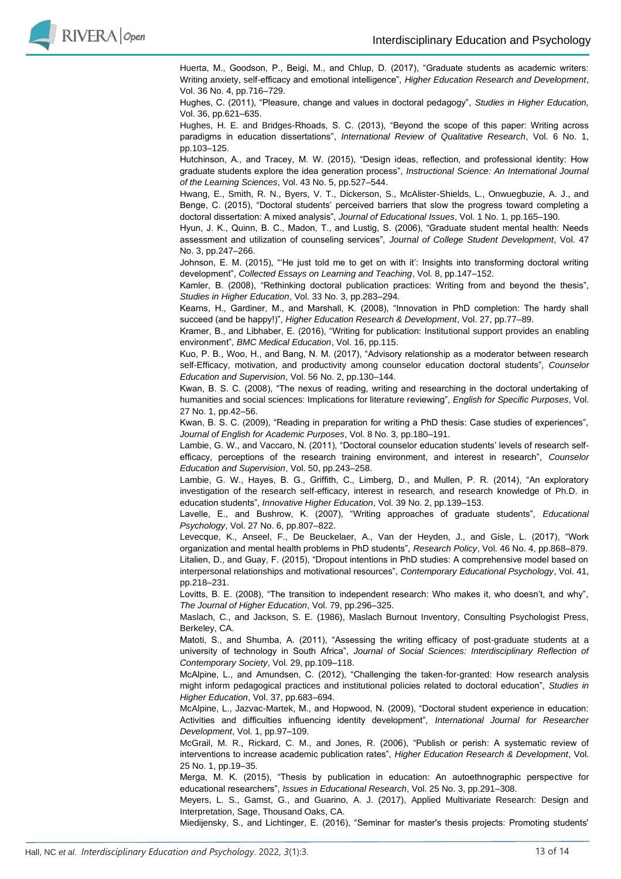Huerta, M., Goodson, P., Beigi, M., and Chlup, D. (2017), "Graduate students as academic writers: Writing anxiety, self-efficacy and emotional intelligence", *Higher Education Research and Development*, Vol. 36 No. 4, pp.716–729.

Hughes, C. (2011), "Pleasure, change and values in doctoral pedagogy", *Studies in Higher Education,* Vol. 36, pp.621–635.

Hughes, H. E. and Bridges-Rhoads, S. C. (2013), "Beyond the scope of this paper: Writing across paradigms in education dissertations", *International Review of Qualitative Research*, Vol. 6 No. 1, pp.103–125.

Hutchinson, A., and Tracey, M. W. (2015), "Design ideas, reflection, and professional identity: How graduate students explore the idea generation process", *Instructional Science: An International Journal of the Learning Sciences*, Vol. 43 No. 5, pp.527–544.

Hwang, E., Smith, R. N., Byers, V. T., Dickerson, S., McAlister-Shields, L., Onwuegbuzie, A. J., and Benge, C. (2015), "Doctoral students' perceived barriers that slow the progress toward completing a doctoral dissertation: A mixed analysis", *Journal of Educational Issues*, Vol. 1 No. 1, pp.165–190.

Hyun, J. K., Quinn, B. C., Madon, T., and Lustig, S. (2006), "Graduate student mental health: Needs assessment and utilization of counseling services", *Journal of College Student Development*, Vol. 47 No. 3, pp.247–266.

Johnson, E. M. (2015), "'He just told me to get on with it': Insights into transforming doctoral writing development", *Collected Essays on Learning and Teaching*, Vol. 8, pp.147–152.

Kamler, B. (2008), "Rethinking doctoral publication practices: Writing from and beyond the thesis", *Studies in Higher Education*, Vol. 33 No. 3, pp.283–294.

Kearns, H., Gardiner, M., and Marshall, K. (2008), "Innovation in PhD completion: The hardy shall succeed (and be happy!)", *Higher Education Research & Development*, Vol. 27, pp.77–89.

Kramer, B., and Libhaber, E. (2016), "Writing for publication: Institutional support provides an enabling environment", *BMC Medical Education*, Vol. 16, pp.115.

Kuo, P. B., Woo, H., and Bang, N. M. (2017), "Advisory relationship as a moderator between research self-Efficacy, motivation, and productivity among counselor education doctoral students", *Counselor Education and Supervision*, Vol. 56 No. 2, pp.130–144.

Kwan, B. S. C. (2008), "The nexus of reading, writing and researching in the doctoral undertaking of humanities and social sciences: Implications for literature reviewing", *English for Specific Purposes*, Vol. 27 No. 1, pp.42–56.

Kwan, B. S. C. (2009), "Reading in preparation for writing a PhD thesis: Case studies of experiences", *Journal of English for Academic Purposes*, Vol. 8 No. 3, pp.180–191.

Lambie, G. W., and Vaccaro, N. (2011), "Doctoral counselor education students' levels of research self-efficacy, perceptions of the research training environment, and interest in research", *Counselor Education and Supervision*, Vol. 50, pp.243–258.

Lambie, G. W., Hayes, B. G., Griffith, C., Limberg, D., and Mullen, P. R. (2014), "An exploratory investigation of the research self-efficacy, interest in research, and research knowledge of Ph.D. in education students", *Innovative Higher Education*, Vol. 39 No. 2, pp.139–153.

Lavelle, E., and Bushrow, K. (2007), "Writing approaches of graduate students", *Educational Psychology*, Vol. 27 No. 6, pp.807–822.

Levecque, K., Anseel, F., De Beuckelaer, A., Van der Heyden, J., and Gisle, L. (2017), "Work organization and mental health problems in PhD students", *Research Policy*, Vol. 46 No. 4, pp.868–879.

Litalien, D., and Guay, F. (2015), "Dropout intentions in PhD studies: A comprehensive model based on interpersonal relationships and motivational resources", *Contemporary Educational Psychology*, Vol. 41, pp.218–231.

Lovitts, B. E. (2008), "The transition to independent research: Who makes it, who doesn't, and why", *The Journal of Higher Education*, Vol. 79, pp.296–325.

Maslach, C., and Jackson, S. E. (1986), Maslach Burnout Inventory, Consulting Psychologist Press, Berkeley, CA.

Matoti, S., and Shumba, A. (2011), "Assessing the writing efficacy of post-graduate students at a university of technology in South Africa", *Journal of Social Sciences: Interdisciplinary Reflection of Contemporary Society*, Vol. 29, pp.109–118.

McAlpine, L., and Amundsen, C. (2012), "Challenging the taken-for-granted: How research analysis might inform pedagogical practices and institutional policies related to doctoral education", *Studies in Higher Education*, Vol. 37, pp.683–694.

McAlpine, L., Jazvac-Martek, M., and Hopwood, N. (2009), "Doctoral student experience in education: Activities and difficulties influencing identity development", *International Journal for Researcher Development*, Vol. 1, pp.97–109.

McGrail, M. R., Rickard, C. M., and Jones, R. (2006), "Publish or perish: A systematic review of interventions to increase academic publication rates", *Higher Education Research & Development*, Vol. 25 No. 1, pp.19–35.

Merga, M. K. (2015), "Thesis by publication in education: An autoethnographic perspective for educational researchers", *Issues in Educational Research*, Vol. 25 No. 3, pp.291–308.

Meyers, L. S., Gamst, G., and Guarino, A. J. (2017), Applied Multivariate Research: Design and Interpretation, Sage, Thousand Oaks, CA.

Miedijensky, S., and Lichtinger, E. (2016), "Seminar for master's thesis projects: Promoting students'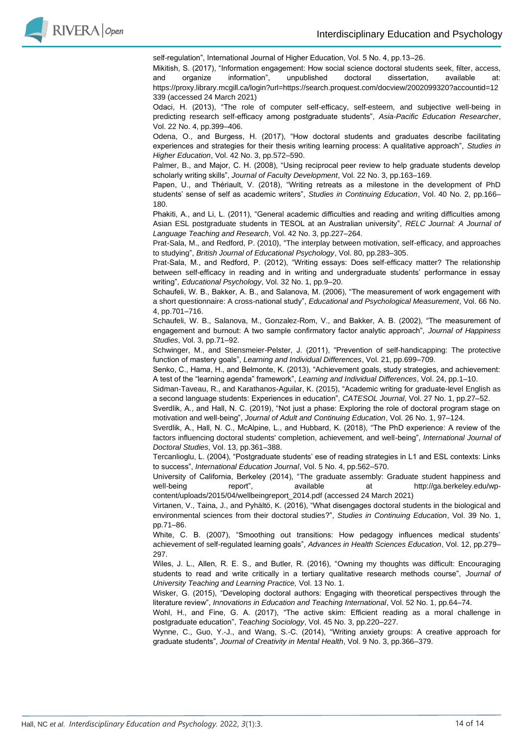self-regulation", International Journal of Higher Education, Vol. 5 No. 4, pp.13–26.

Mikitish, S. (2017), "Information engagement: How social science doctoral students seek, filter, access, and organize information", unpublished doctoral dissertation, available at: https://proxy.library.mcgill.ca/login?url=https://search.proquest.com/docview/2002099320?accountid=12339 (accessed 24 March 2021)

Odaci, H. (2013), "The role of computer self-efficacy, self-esteem, and subjective well-being in predicting research self-efficacy among postgraduate students", *Asia-Pacific Education Researcher*, Vol. 22 No. 4, pp.399–406.

Odena, O., and Burgess, H. (2017), "How doctoral students and graduates describe facilitating experiences and strategies for their thesis writing learning process: A qualitative approach", *Studies in Higher Education*, Vol. 42 No. 3, pp.572–590.

Palmer, B., and Major, C. H. (2008), "Using reciprocal peer review to help graduate students develop scholarly writing skills", *Journal of Faculty Development*, Vol. 22 No. 3, pp.163–169.

Papen, U., and Thériault, V. (2018), "Writing retreats as a milestone in the development of PhD students' sense of self as academic writers", *Studies in Continuing Education*, Vol. 40 No. 2, pp.166–180.

Phakiti, A., and Li, L. (2011), "General academic difficulties and reading and writing difficulties among Asian ESL postgraduate students in TESOL at an Australian university", *RELC Journal: A Journal of Language Teaching and Research*, Vol. 42 No. 3, pp.227–264.

Prat-Sala, M., and Redford, P. (2010), "The interplay between motivation, self-efficacy, and approaches to studying", *British Journal of Educational Psychology*, Vol. 80, pp.283–305.

Prat-Sala, M., and Redford, P. (2012), "Writing essays: Does self-efficacy matter? The relationship between self-efficacy in reading and in writing and undergraduate students' performance in essay writing", *Educational Psychology*, Vol. 32 No. 1, pp.9–20.

Schaufeli, W. B., Bakker, A. B., and Salanova, M. (2006), "The measurement of work engagement with a short questionnaire: A cross-national study", *Educational and Psychological Measurement*, Vol. 66 No. 4, pp.701–716.

Schaufeli, W. B., Salanova, M., Gonzalez-Rom, V., and Bakker, A. B. (2002), "The measurement of engagement and burnout: A two sample confirmatory factor analytic approach", *Journal of Happiness Studies*, Vol. 3, pp.71–92.

Schwinger, M., and Stiensmeier-Pelster, J. (2011), "Prevention of self-handicapping: The protective function of mastery goals", *Learning and Individual Differences*, Vol. 21, pp.699–709.

Senko, C., Hama, H., and Belmonte, K. (2013), "Achievement goals, study strategies, and achievement: A test of the "learning agenda" framework", *Learning and Individual Differences*, Vol. 24, pp.1–10.

Sidman-Taveau, R., and Karathanos-Aguilar, K. (2015), "Academic writing for graduate-level English as a second language students: Experiences in education", *CATESOL Journal*, Vol. 27 No. 1, pp.27–52.

Sverdlik, A., and Hall, N. C. (2019), "Not just a phase: Exploring the role of doctoral program stage on motivation and well-being", *Journal of Adult and Continuing Education*, Vol. 26 No. 1, 97–124.

Sverdlik, A., Hall, N. C., McAlpine, L., and Hubbard, K. (2018), "The PhD experience: A review of the factors influencing doctoral students' completion, achievement, and well-being", *International Journal of Doctoral Studies*, Vol. 13, pp.361–388.

Tercanlioglu, L. (2004), "Postgraduate students' ese of reading strategies in L1 and ESL contexts: Links to success", *International Education Journal*, Vol. 5 No. 4, pp.562–570.

University of California, Berkeley (2014), "The graduate assembly: Graduate student happiness and well-being report", available at http://ga.berkeley.edu/wp-content/uploads/2015/04/wellbeingreport_2014.pdf (accessed 24 March 2021)

Virtanen, V., Taina, J., and Pyhältö, K. (2016), "What disengages doctoral students in the biological and environmental sciences from their doctoral studies?", *Studies in Continuing Education*, Vol. 39 No. 1, pp.71–86.

White, C. B. (2007), "Smoothing out transitions: How pedagogy influences medical students' achievement of self-regulated learning goals", *Advances in Health Sciences Education*, Vol. 12, pp.279–297.

Wiles, J. L., Allen, R. E. S., and Butler, R. (2016), "Owning my thoughts was difficult: Encouraging students to read and write critically in a tertiary qualitative research methods course", *Journal of University Teaching and Learning Practice,* Vol. 13 No. 1.

Wisker, G. (2015), "Developing doctoral authors: Engaging with theoretical perspectives through the literature review", *Innovations in Education and Teaching International*, Vol. 52 No. 1, pp.64–74.

Wohl, H., and Fine, G. A. (2017), "The active skim: Efficient reading as a moral challenge in postgraduate education", *Teaching Sociology*, Vol. 45 No. 3, pp.220–227.

Wynne, C., Guo, Y.-J., and Wang, S.-C. (2014), "Writing anxiety groups: A creative approach for graduate students", *Journal of Creativity in Mental Health*, Vol. 9 No. 3, pp.366–379.